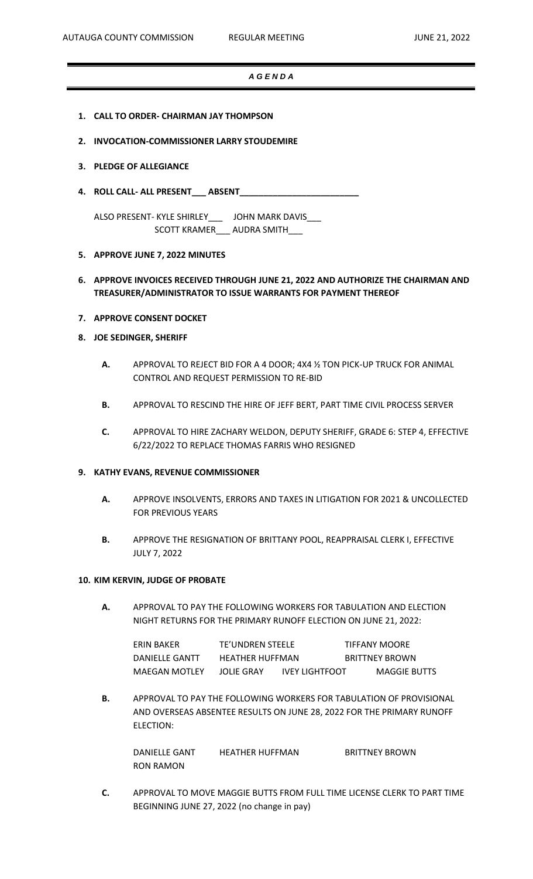***A G E N D A***

1. **CALL TO ORDER- CHAIRMAN JAY THOMPSON**

2. **INVOCATION-COMMISSIONER LARRY STOUDEMIRE**

3. **PLEDGE OF ALLEGIANCE**

4. **ROLL CALL- ALL PRESENT___ ABSENT________________________**

   ALSO PRESENT- KYLE SHIRLEY___ JOHN MARK DAVIS___
   SCOTT KRAMER___ AUDRA SMITH___

5. **APPROVE JUNE 7, 2022 MINUTES**

6. **APPROVE INVOICES RECEIVED THROUGH JUNE 21, 2022 AND AUTHORIZE THE CHAIRMAN AND TREASURER/ADMINISTRATOR TO ISSUE WARRANTS FOR PAYMENT THEREOF**

7. **APPROVE CONSENT DOCKET**

8. **JOE SEDINGER, SHERIFF**

   **A.** APPROVAL TO REJECT BID FOR A 4 DOOR; 4X4 ½ TON PICK-UP TRUCK FOR ANIMAL CONTROL AND REQUEST PERMISSION TO RE-BID

   **B.** APPROVAL TO RESCIND THE HIRE OF JEFF BERT, PART TIME CIVIL PROCESS SERVER

   **C.** APPROVAL TO HIRE ZACHARY WELDON, DEPUTY SHERIFF, GRADE 6: STEP 4, EFFECTIVE 6/22/2022 TO REPLACE THOMAS FARRIS WHO RESIGNED

9. **KATHY EVANS, REVENUE COMMISSIONER**

   **A.** APPROVE INSOLVENTS, ERRORS AND TAXES IN LITIGATION FOR 2021 & UNCOLLECTED FOR PREVIOUS YEARS

   **B.** APPROVE THE RESIGNATION OF BRITTANY POOL, REAPPRAISAL CLERK I, EFFECTIVE JULY 7, 2022

10. **KIM KERVIN, JUDGE OF PROBATE**

    **A.** APPROVAL TO PAY THE FOLLOWING WORKERS FOR TABULATION AND ELECTION NIGHT RETURNS FOR THE PRIMARY RUNOFF ELECTION ON JUNE 21, 2022:

    ERIN BAKER TE'UNDREN STEELE TIFFANY MOORE
    DANIELLE GANTT HEATHER HUFFMAN BRITTNEY BROWN
    MAEGAN MOTLEY JOLIE GRAY IVEY LIGHTFOOT MAGGIE BUTTS

    **B.** APPROVAL TO PAY THE FOLLOWING WORKERS FOR TABULATION OF PROVISIONAL AND OVERSEAS ABSENTEE RESULTS ON JUNE 28, 2022 FOR THE PRIMARY RUNOFF ELECTION:

    DANIELLE GANT HEATHER HUFFMAN BRITTNEY BROWN
    RON RAMON

    **C.** APPROVAL TO MOVE MAGGIE BUTTS FROM FULL TIME LICENSE CLERK TO PART TIME BEGINNING JUNE 27, 2022 (no change in pay)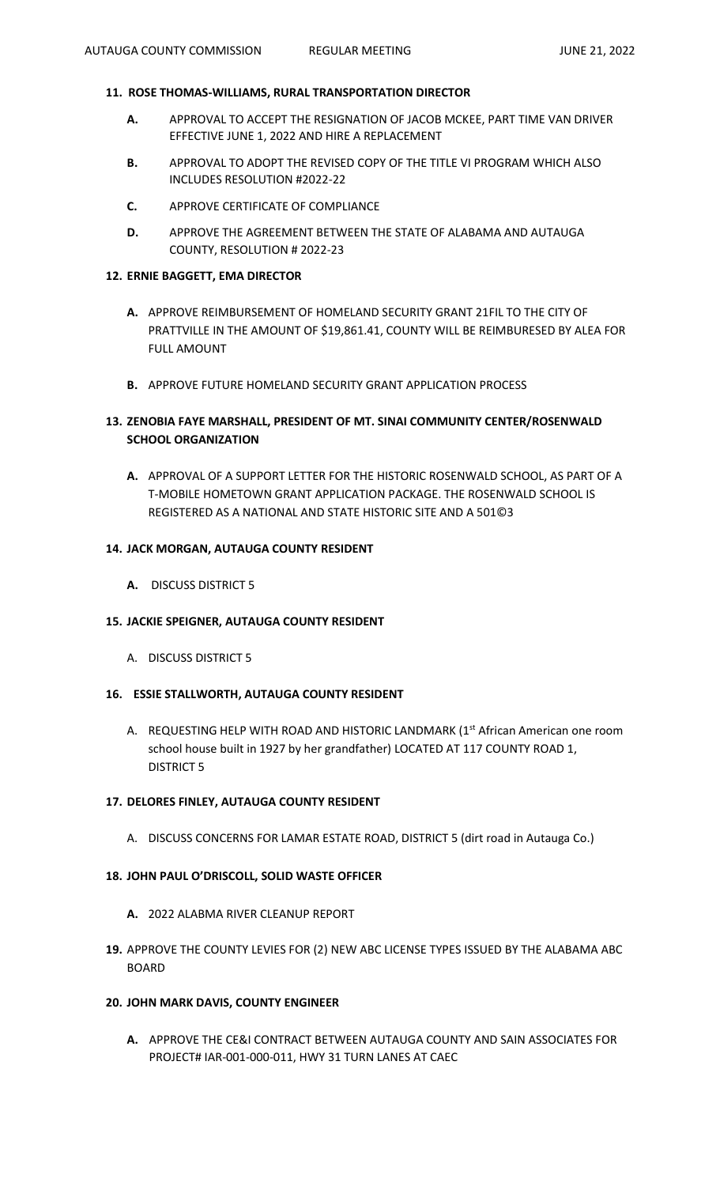**11. ROSE THOMAS-WILLIAMS, RURAL TRANSPORTATION DIRECTOR**

- **A.** APPROVAL TO ACCEPT THE RESIGNATION OF JACOB MCKEE, PART TIME VAN DRIVER EFFECTIVE JUNE 1, 2022 AND HIRE A REPLACEMENT
- **B.** APPROVAL TO ADOPT THE REVISED COPY OF THE TITLE VI PROGRAM WHICH ALSO INCLUDES RESOLUTION #2022-22
- **C.** APPROVE CERTIFICATE OF COMPLIANCE
- **D.** APPROVE THE AGREEMENT BETWEEN THE STATE OF ALABAMA AND AUTAUGA COUNTY, RESOLUTION # 2022-23

**12. ERNIE BAGGETT, EMA DIRECTOR**

- **A.** APPROVE REIMBURSEMENT OF HOMELAND SECURITY GRANT 21FIL TO THE CITY OF PRATTVILLE IN THE AMOUNT OF $19,861.41, COUNTY WILL BE REIMBURESED BY ALEA FOR FULL AMOUNT
- **B.** APPROVE FUTURE HOMELAND SECURITY GRANT APPLICATION PROCESS

**13. ZENOBIA FAYE MARSHALL, PRESIDENT OF MT. SINAI COMMUNITY CENTER/ROSENWALD SCHOOL ORGANIZATION**

- **A.** APPROVAL OF A SUPPORT LETTER FOR THE HISTORIC ROSENWALD SCHOOL, AS PART OF A T-MOBILE HOMETOWN GRANT APPLICATION PACKAGE. THE ROSENWALD SCHOOL IS REGISTERED AS A NATIONAL AND STATE HISTORIC SITE AND A 501©3

**14. JACK MORGAN, AUTAUGA COUNTY RESIDENT**

- **A.** DISCUSS DISTRICT 5

**15. JACKIE SPEIGNER, AUTAUGA COUNTY RESIDENT**

- A. DISCUSS DISTRICT 5

**16. ESSIE STALLWORTH, AUTAUGA COUNTY RESIDENT**

- A. REQUESTING HELP WITH ROAD AND HISTORIC LANDMARK (1st African American one room school house built in 1927 by her grandfather) LOCATED AT 117 COUNTY ROAD 1, DISTRICT 5

**17. DELORES FINLEY, AUTAUGA COUNTY RESIDENT**

- A. DISCUSS CONCERNS FOR LAMAR ESTATE ROAD, DISTRICT 5 (dirt road in Autauga Co.)

**18. JOHN PAUL O'DRISCOLL, SOLID WASTE OFFICER**

- **A.** 2022 ALABMA RIVER CLEANUP REPORT

**19.** APPROVE THE COUNTY LEVIES FOR (2) NEW ABC LICENSE TYPES ISSUED BY THE ALABAMA ABC BOARD

**20. JOHN MARK DAVIS, COUNTY ENGINEER**

- **A.** APPROVE THE CE&I CONTRACT BETWEEN AUTAUGA COUNTY AND SAIN ASSOCIATES FOR PROJECT# IAR-001-000-011, HWY 31 TURN LANES AT CAEC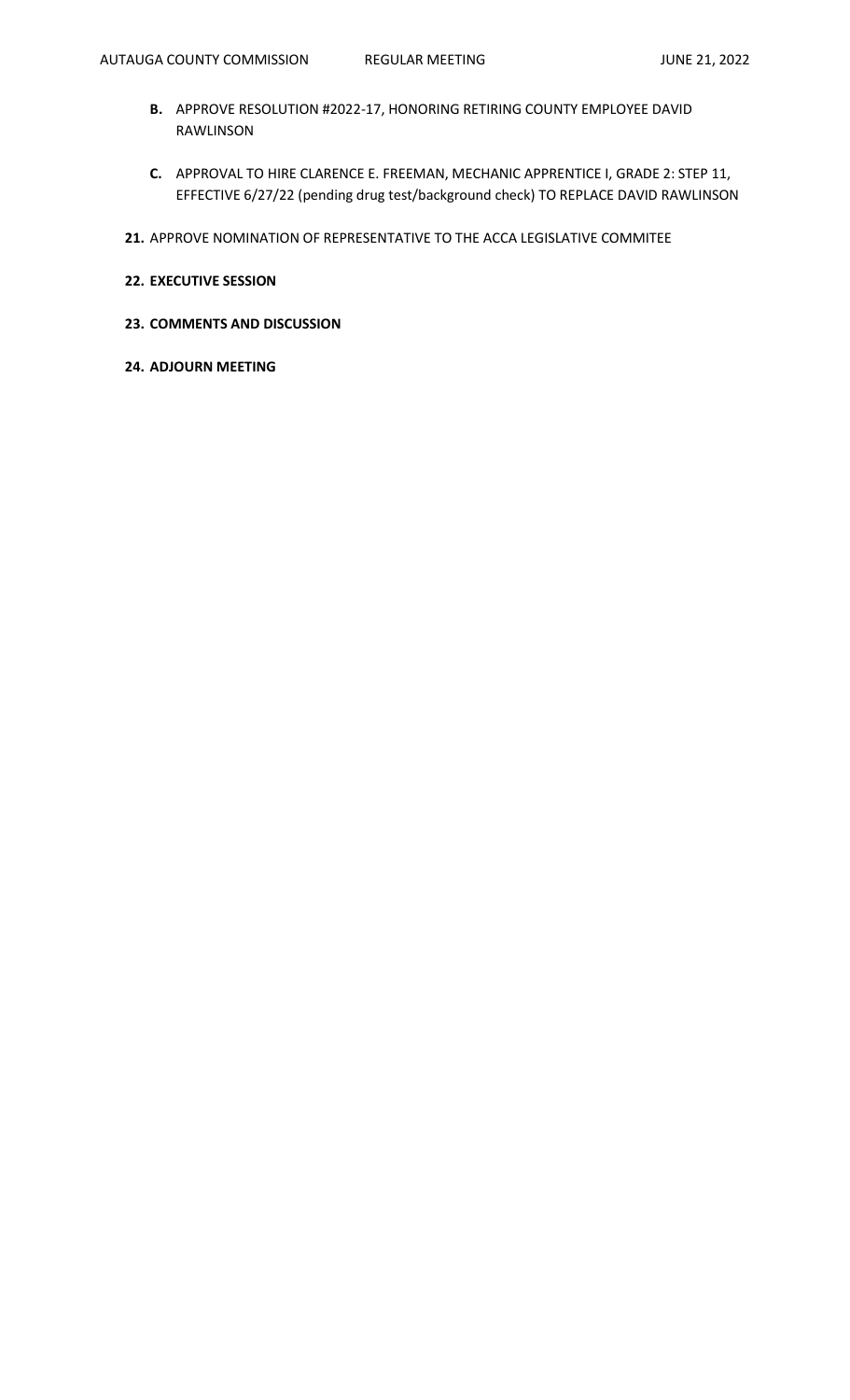**B.** APPROVE RESOLUTION #2022-17, HONORING RETIRING COUNTY EMPLOYEE DAVID RAWLINSON

**C.** APPROVAL TO HIRE CLARENCE E. FREEMAN, MECHANIC APPRENTICE I, GRADE 2: STEP 11, EFFECTIVE 6/27/22 (pending drug test/background check) TO REPLACE DAVID RAWLINSON

**21.** APPROVE NOMINATION OF REPRESENTATIVE TO THE ACCA LEGISLATIVE COMMITEE

**22. EXECUTIVE SESSION**

**23. COMMENTS AND DISCUSSION**

**24. ADJOURN MEETING**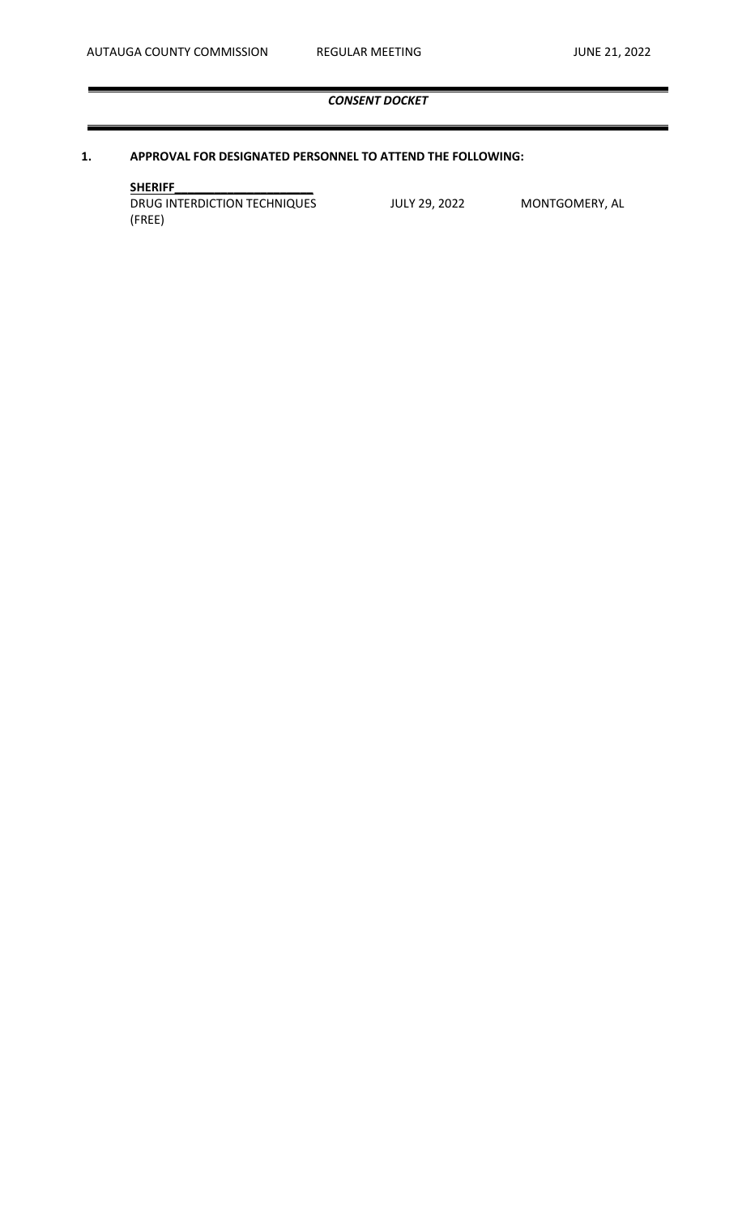***CONSENT DOCKET***

**1. APPROVAL FOR DESIGNATED PERSONNEL TO ATTEND THE FOLLOWING:**

**SHERIFF**

| | | |
|---|---|---|
| DRUG INTERDICTION TECHNIQUES (FREE) | JULY 29, 2022 | MONTGOMERY, AL |